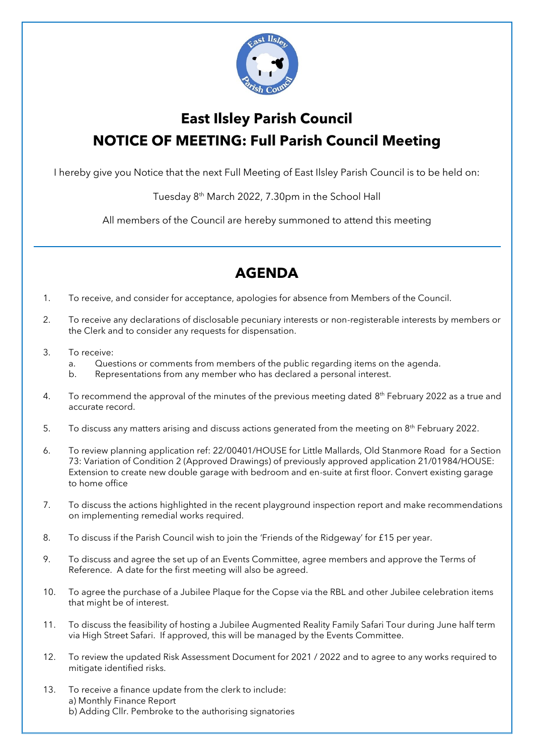# East Ilsley Parish Council

## NOTICE OF MEETING: Full Parish Council Meeting

I hereby give you Notice that the next Full Meeting of East Ilsley Parish Council is to be held on:

Tuesday 8th March 2022, 7.30pm in the School Hall

All members of the Council are hereby summoned to attend this meeting

## AGENDA

1. To receive, and consider for acceptance, apologies for absence from Members of the Council.

2. To receive any declarations of disclosable pecuniary interests or non-registerable interests by members or the Clerk and to consider any requests for dispensation.

3. To receive:
   a. Questions or comments from members of the public regarding items on the agenda.
   b. Representations from any member who has declared a personal interest.

4. To recommend the approval of the minutes of the previous meeting dated 8th February 2022 as a true and accurate record.

5. To discuss any matters arising and discuss actions generated from the meeting on 8th February 2022.

6. To review planning application ref: 22/00401/HOUSE for Little Mallards, Old Stanmore Road for a Section 73: Variation of Condition 2 (Approved Drawings) of previously approved application 21/01984/HOUSE: Extension to create new double garage with bedroom and en-suite at first floor. Convert existing garage to home office

7. To discuss the actions highlighted in the recent playground inspection report and make recommendations on implementing remedial works required.

8. To discuss if the Parish Council wish to join the 'Friends of the Ridgeway' for £15 per year.

9. To discuss and agree the set up of an Events Committee, agree members and approve the Terms of Reference. A date for the first meeting will also be agreed.

10. To agree the purchase of a Jubilee Plaque for the Copse via the RBL and other Jubilee celebration items that might be of interest.

11. To discuss the feasibility of hosting a Jubilee Augmented Reality Family Safari Tour during June half term via High Street Safari. If approved, this will be managed by the Events Committee.

12. To review the updated Risk Assessment Document for 2021 / 2022 and to agree to any works required to mitigate identified risks.

13. To receive a finance update from the clerk to include:
    a) Monthly Finance Report
    b) Adding Cllr. Pembroke to the authorising signatories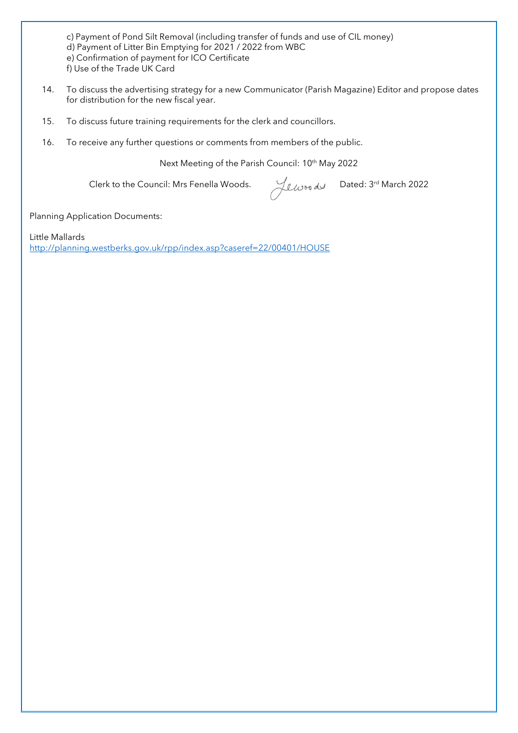c) Payment of Pond Silt Removal (including transfer of funds and use of CIL money)
d) Payment of Litter Bin Emptying for 2021 / 2022 from WBC
e) Confirmation of payment for ICO Certificate
f) Use of the Trade UK Card

14. To discuss the advertising strategy for a new Communicator (Parish Magazine) Editor and propose dates for distribution for the new fiscal year.

15. To discuss future training requirements for the clerk and councillors.

16. To receive any further questions or comments from members of the public.

Next Meeting of the Parish Council: 10th May 2022

Clerk to the Council: Mrs Fenella Woods. FeWoods Dated: 3rd March 2022

Planning Application Documents:

Little Mallards
http://planning.westberks.gov.uk/rpp/index.asp?caseref=22/00401/HOUSE